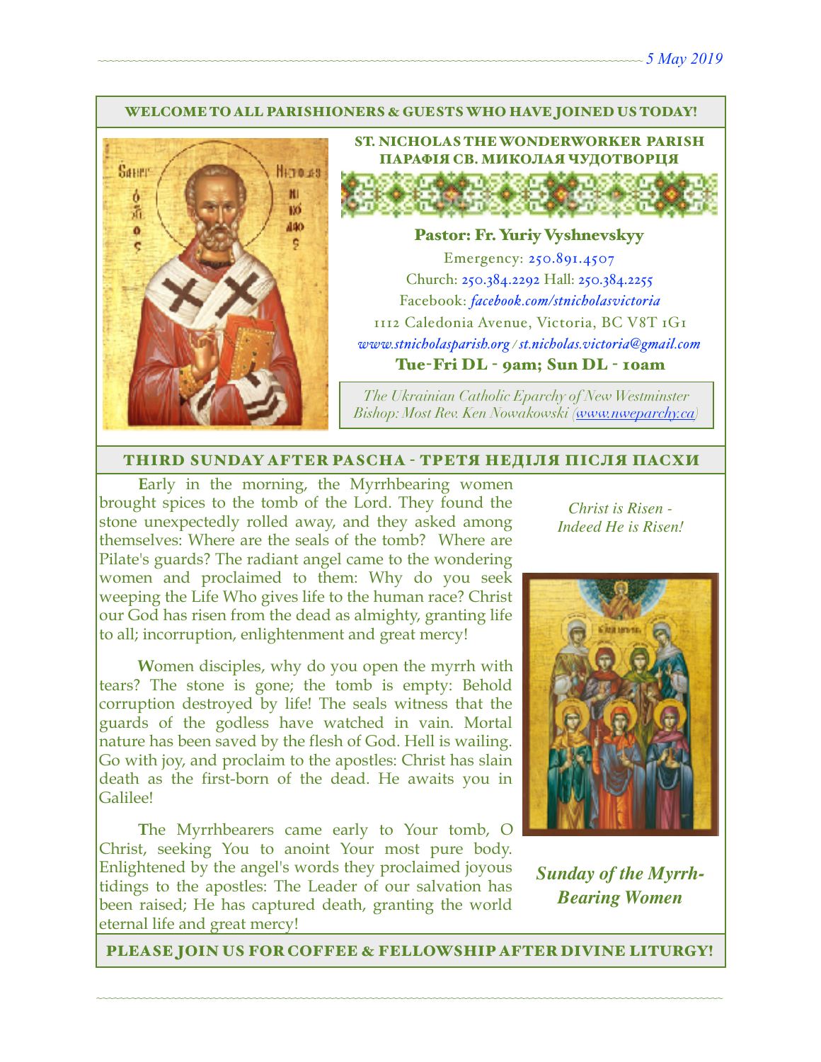5 May 2019

WELCOME TO ALL PARISHIONERS & GUESTS WHO HAVE JOINED US TODAY!

## ST. NICHOLAS THE WONDERWORKER PARISH
## ПАРАФІЯ СВ. МИКОЛАЯ ЧУДОТВОРЦЯ

**Pastor: Fr. Yuriy Vyshnevskyy**

Emergency: 250.891.4507

Church: 250.384.2292 Hall: 250.384.2255

Facebook: *facebook.com/stnicholasvictoria*

1112 Caledonia Avenue, Victoria, BC V8T 1G1

*www.stnicholasparish.org / st.nicholas.victoria@gmail.com*

**Tue-Fri DL - 9am; Sun DL - 10am**

*The Ukrainian Catholic Eparchy of New Westminster*
*Bishop: Most Rev. Ken Nowakowski (www.nweparchy.ca)*

## THIRD SUNDAY AFTER PASCHA - ТРЕТЯ НЕДІЛЯ ПІСЛЯ ПАСХИ

*Christ is Risen - Indeed He is Risen!*

**E**arly in the morning, the Myrrhbearing women brought spices to the tomb of the Lord. They found the stone unexpectedly rolled away, and they asked among themselves: Where are the seals of the tomb? Where are Pilate's guards? The radiant angel came to the wondering women and proclaimed to them: Why do you seek weeping the Life Who gives life to the human race? Christ our God has risen from the dead as almighty, granting life to all; incorruption, enlightenment and great mercy!

**W**omen disciples, why do you open the myrrh with tears? The stone is gone; the tomb is empty: Behold corruption destroyed by life! The seals witness that the guards of the godless have watched in vain. Mortal nature has been saved by the flesh of God. Hell is wailing. Go with joy, and proclaim to the apostles: Christ has slain death as the first-born of the dead. He awaits you in Galilee!

**T**he Myrrhbearers came early to Your tomb, O Christ, seeking You to anoint Your most pure body. Enlightened by the angel's words they proclaimed joyous tidings to the apostles: The Leader of our salvation has been raised; He has captured death, granting the world eternal life and great mercy!

***Sunday of the Myrrh-Bearing Women***

PLEASE JOIN US FOR COFFEE & FELLOWSHIP AFTER DIVINE LITURGY!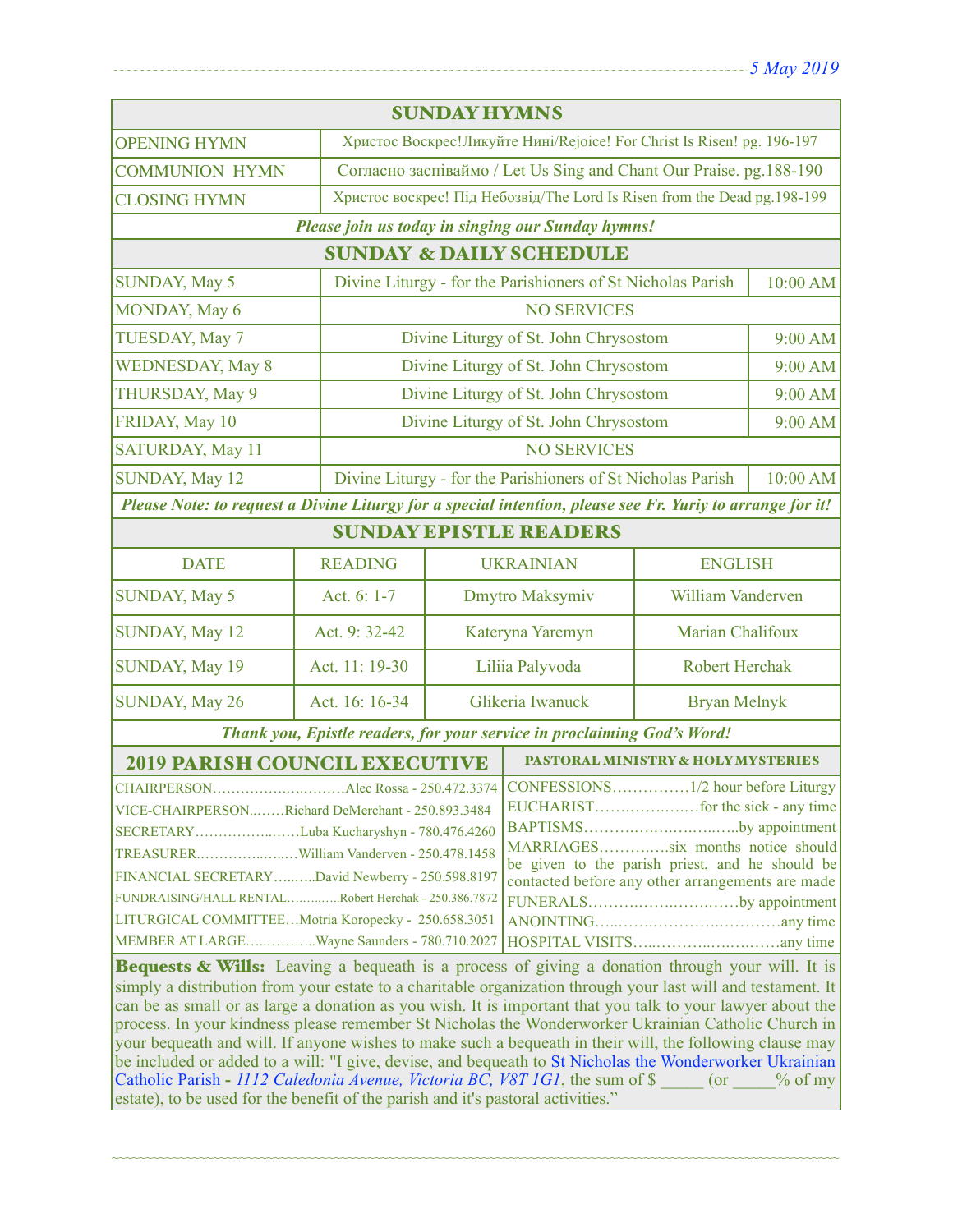## SUNDAY HYMNS

| | |
|---|---|
| OPENING HYMN | Христос Воскрес!Ликуйте Нині/Rejoice! For Christ Is Risen! pg. 196-197 |
| COMMUNION HYMN | Согласно заспіваймо / Let Us Sing and Chant Our Praise. pg.188-190 |
| CLOSING HYMN | Христос воскрес! Під Небозвід/The Lord Is Risen from the Dead pg.198-199 |

***Please join us today in singing our Sunday hymns!***

## SUNDAY & DAILY SCHEDULE

| | | |
|---|---|---|
| SUNDAY, May 5 | Divine Liturgy - for the Parishioners of St Nicholas Parish | 10:00 AM |
| MONDAY, May 6 | NO SERVICES | |
| TUESDAY, May 7 | Divine Liturgy of St. John Chrysostom | 9:00 AM |
| WEDNESDAY, May 8 | Divine Liturgy of St. John Chrysostom | 9:00 AM |
| THURSDAY, May 9 | Divine Liturgy of St. John Chrysostom | 9:00 AM |
| FRIDAY, May 10 | Divine Liturgy of St. John Chrysostom | 9:00 AM |
| SATURDAY, May 11 | NO SERVICES | |
| SUNDAY, May 12 | Divine Liturgy - for the Parishioners of St Nicholas Parish | 10:00 AM |

***Please Note: to request a Divine Liturgy for a special intention, please see Fr. Yuriy to arrange for it!***

## SUNDAY EPISTLE READERS

| DATE | READING | UKRAINIAN | ENGLISH |
|---|---|---|---|
| SUNDAY, May 5 | Act. 6: 1-7 | Dmytro Maksymiv | William Vanderven |
| SUNDAY, May 12 | Act. 9: 32-42 | Kateryna Yaremyn | Marian Chalifoux |
| SUNDAY, May 19 | Act. 11: 19-30 | Liliia Palyvoda | Robert Herchak |
| SUNDAY, May 26 | Act. 16: 16-34 | Glikeria Iwanuck | Bryan Melnyk |

***Thank you, Epistle readers, for your service in proclaiming God's Word!***

## 2019 PARISH COUNCIL EXECUTIVE

- CHAIRPERSON……………………….Alec Rossa - 250.472.3374
- VICE-CHAIRPERSON……Richard DeMerchant - 250.893.3484
- SECRETARY……………………Luba Kucharyshyn - 780.476.4260
- TREASURER…………………William Vanderven - 250.478.1458
- FINANCIAL SECRETARY……..David Newberry - 250.598.8197
- FUNDRAISING/HALL RENTAL…………Robert Herchak - 250.386.7872
- LITURGICAL COMMITTEE…Motria Koropecky - 250.658.3051
- MEMBER AT LARGE……………Wayne Saunders - 780.710.2027

## PASTORAL MINISTRY & HOLY MYSTERIES

- CONFESSIONS……………1/2 hour before Liturgy
- EUCHARIST………………for the sick - any time
- BAPTISMS…………………………by appointment
- MARRIAGES…………six months notice should be given to the parish priest, and he should be contacted before any other arrangements are made
- FUNERALS……………………………by appointment
- ANOINTING……………………………any time
- HOSPITAL VISITS………………………any time

**Bequests & Wills:** Leaving a bequeath is a process of giving a donation through your will. It is simply a distribution from your estate to a charitable organization through your last will and testament. It can be as small or as large a donation as you wish. It is important that you talk to your lawyer about the process. In your kindness please remember St Nicholas the Wonderworker Ukrainian Catholic Church in your bequeath and will. If anyone wishes to make such a bequeath in their will, the following clause may be included or added to a will: "I give, devise, and bequeath to St Nicholas the Wonderworker Ukrainian Catholic Parish - *1112 Caledonia Avenue, Victoria BC, V8T 1G1*, the sum of $ _____ (or _____% of my estate), to be used for the benefit of the parish and it's pastoral activities."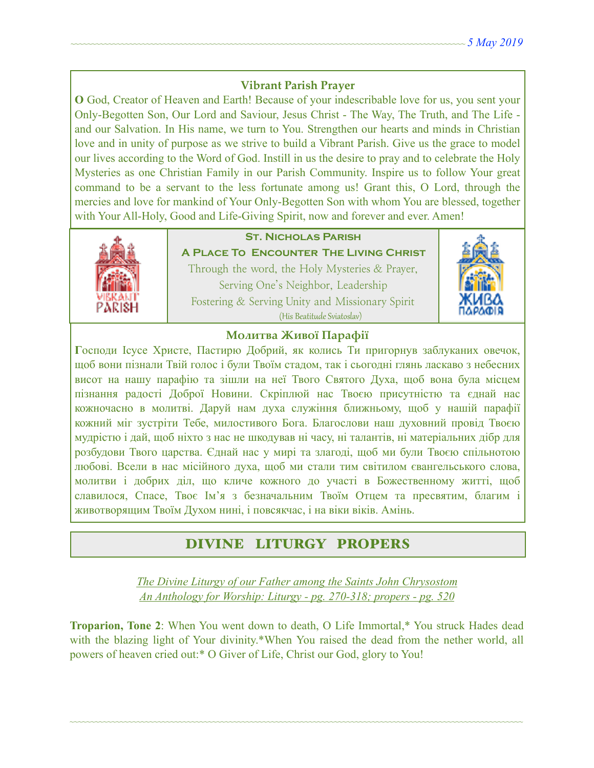### Vibrant Parish Prayer

**O** God, Creator of Heaven and Earth! Because of your indescribable love for us, you sent your Only-Begotten Son, Our Lord and Saviour, Jesus Christ - The Way, The Truth, and The Life - and our Salvation. In His name, we turn to You. Strengthen our hearts and minds in Christian love and in unity of purpose as we strive to build a Vibrant Parish. Give us the grace to model our lives according to the Word of God. Instill in us the desire to pray and to celebrate the Holy Mysteries as one Christian Family in our Parish Community. Inspire us to follow Your great command to be a servant to the less fortunate among us! Grant this, O Lord, through the mercies and love for mankind of Your Only-Begotten Son with whom You are blessed, together with Your All-Holy, Good and Life-Giving Spirit, now and forever and ever. Amen!

**St. Nicholas Parish**

**A Place To Encounter The Living Christ**

Through the word, the Holy Mysteries & Prayer,
Serving One's Neighbor, Leadership
Fostering & Serving Unity and Missionary Spirit
(His Beatitude Sviatoslav)

### Молитва Живої Парафії

**Г**осподи Ісусе Христе, Пастирю Добрий, як колись Ти пригорнув заблуканих овечок, щоб вони пізнали Твій голос і були Твоїм стадом, так і сьогодні глянь ласкаво з небесних висот на нашу парафію та зішли на неї Твого Святого Духа, щоб вона була місцем пізнання радості Доброї Новини. Скріплюй нас Твоєю присутністю та єднай нас кожночасно в молитві. Даруй нам духа служіння ближньому, щоб у нашій парафії кожний міг зустріти Тебе, милостивого Бога. Благослови наш духовний провід Твоєю мудрістю і дай, щоб ніхто з нас не шкодував ні часу, ні талантів, ні матеріальних дібр для розбудови Твого царства. Єднай нас у мирі та злагоді, щоб ми були Твоєю спільнотою любові. Всели в нас місійного духа, щоб ми стали тим світилом євангельського слова, молитви і добрих діл, що кличе кожного до участі в Божественному житті, щоб славилося, Спасе, Твоє Ім'я з безначальним Твоїм Отцем та пресвятим, благим і животворящим Твоїм Духом нині, і повсякчас, і на віки віків. Амінь.

## DIVINE LITURGY PROPERS

*The Divine Liturgy of our Father among the Saints John Chrysostom*
*An Anthology for Worship: Liturgy - pg. 270-318; propers - pg. 520*

**Troparion, Tone 2**: When You went down to death, O Life Immortal,* You struck Hades dead with the blazing light of Your divinity.*When You raised the dead from the nether world, all powers of heaven cried out:* O Giver of Life, Christ our God, glory to You!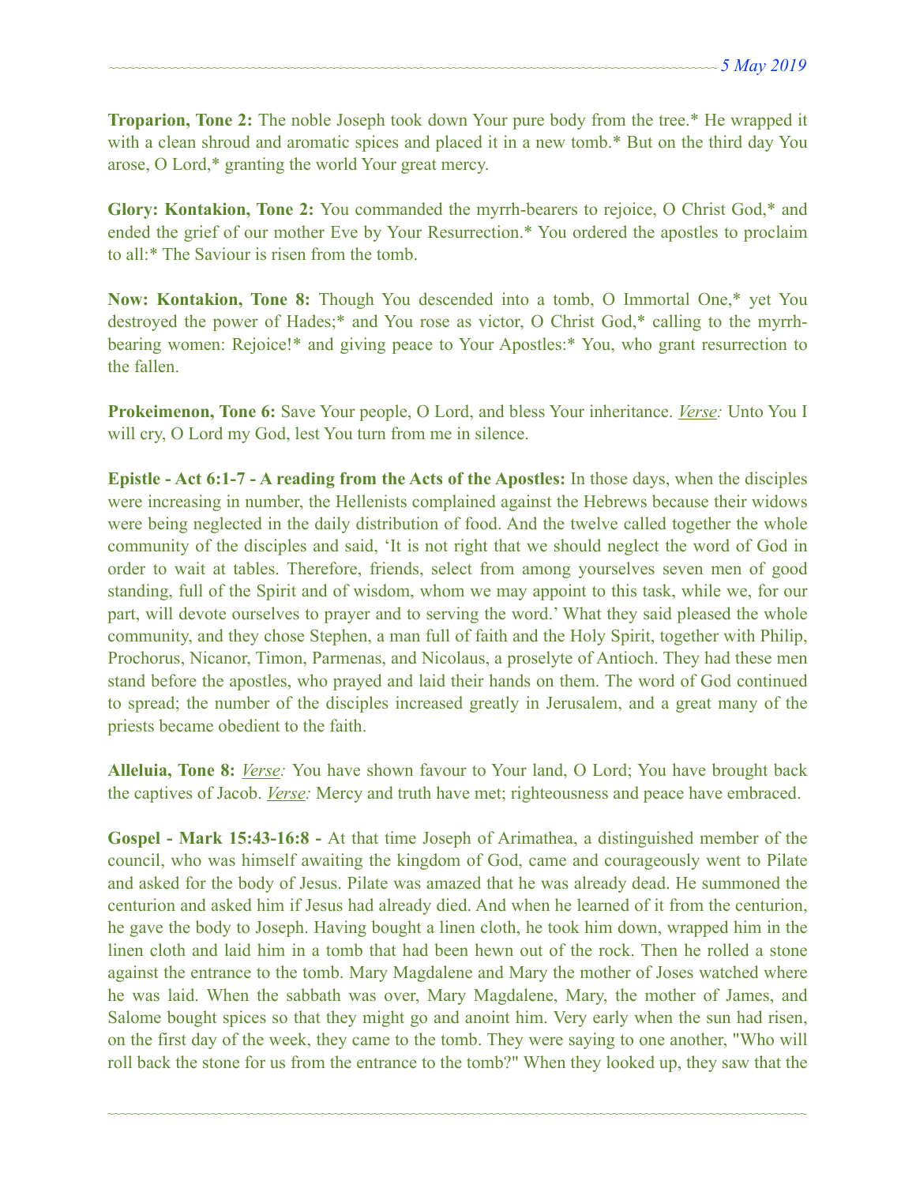**Troparion, Tone 2:** The noble Joseph took down Your pure body from the tree.* He wrapped it with a clean shroud and aromatic spices and placed it in a new tomb.* But on the third day You arose, O Lord,* granting the world Your great mercy.

**Glory: Kontakion, Tone 2:** You commanded the myrrh-bearers to rejoice, O Christ God,* and ended the grief of our mother Eve by Your Resurrection.* You ordered the apostles to proclaim to all:* The Saviour is risen from the tomb.

**Now: Kontakion, Tone 8:** Though You descended into a tomb, O Immortal One,* yet You destroyed the power of Hades;* and You rose as victor, O Christ God,* calling to the myrrh-bearing women: Rejoice!* and giving peace to Your Apostles:* You, who grant resurrection to the fallen.

**Prokeimenon, Tone 6:** Save Your people, O Lord, and bless Your inheritance. *Verse:* Unto You I will cry, O Lord my God, lest You turn from me in silence.

**Epistle - Act 6:1-7 - A reading from the Acts of the Apostles:** In those days, when the disciples were increasing in number, the Hellenists complained against the Hebrews because their widows were being neglected in the daily distribution of food. And the twelve called together the whole community of the disciples and said, 'It is not right that we should neglect the word of God in order to wait at tables. Therefore, friends, select from among yourselves seven men of good standing, full of the Spirit and of wisdom, whom we may appoint to this task, while we, for our part, will devote ourselves to prayer and to serving the word.' What they said pleased the whole community, and they chose Stephen, a man full of faith and the Holy Spirit, together with Philip, Prochorus, Nicanor, Timon, Parmenas, and Nicolaus, a proselyte of Antioch. They had these men stand before the apostles, who prayed and laid their hands on them. The word of God continued to spread; the number of the disciples increased greatly in Jerusalem, and a great many of the priests became obedient to the faith.

**Alleluia, Tone 8:** *Verse:* You have shown favour to Your land, O Lord; You have brought back the captives of Jacob. *Verse:* Mercy and truth have met; righteousness and peace have embraced.

**Gospel - Mark 15:43-16:8 -** At that time Joseph of Arimathea, a distinguished member of the council, who was himself awaiting the kingdom of God, came and courageously went to Pilate and asked for the body of Jesus. Pilate was amazed that he was already dead. He summoned the centurion and asked him if Jesus had already died. And when he learned of it from the centurion, he gave the body to Joseph. Having bought a linen cloth, he took him down, wrapped him in the linen cloth and laid him in a tomb that had been hewn out of the rock. Then he rolled a stone against the entrance to the tomb. Mary Magdalene and Mary the mother of Joses watched where he was laid. When the sabbath was over, Mary Magdalene, Mary, the mother of James, and Salome bought spices so that they might go and anoint him. Very early when the sun had risen, on the first day of the week, they came to the tomb. They were saying to one another, "Who will roll back the stone for us from the entrance to the tomb?" When they looked up, they saw that the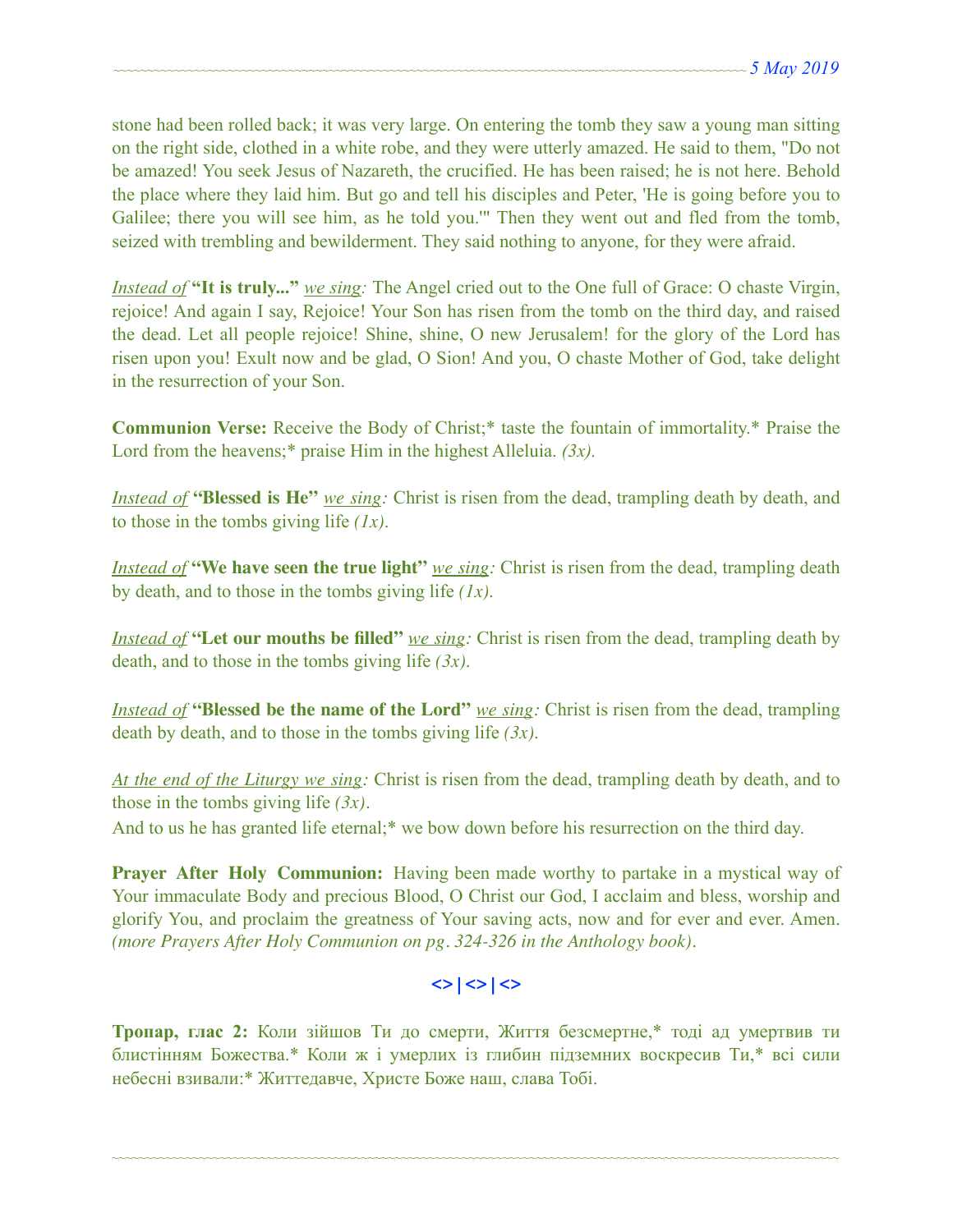stone had been rolled back; it was very large. On entering the tomb they saw a young man sitting on the right side, clothed in a white robe, and they were utterly amazed. He said to them, "Do not be amazed! You seek Jesus of Nazareth, the crucified. He has been raised; he is not here. Behold the place where they laid him. But go and tell his disciples and Peter, 'He is going before you to Galilee; there you will see him, as he told you.'" Then they went out and fled from the tomb, seized with trembling and bewilderment. They said nothing to anyone, for they were afraid.

*Instead of* **"It is truly..."** *we sing:* The Angel cried out to the One full of Grace: O chaste Virgin, rejoice! And again I say, Rejoice! Your Son has risen from the tomb on the third day, and raised the dead. Let all people rejoice! Shine, shine, O new Jerusalem! for the glory of the Lord has risen upon you! Exult now and be glad, O Sion! And you, O chaste Mother of God, take delight in the resurrection of your Son.

**Communion Verse:** Receive the Body of Christ;* taste the fountain of immortality.* Praise the Lord from the heavens;* praise Him in the highest Alleluia. *(3x).*

*Instead of* **"Blessed is He"** *we sing:* Christ is risen from the dead, trampling death by death, and to those in the tombs giving life *(1x)*.

*Instead of* **"We have seen the true light"** *we sing:* Christ is risen from the dead, trampling death by death, and to those in the tombs giving life *(1x)*.

*Instead of* **"Let our mouths be filled"** *we sing:* Christ is risen from the dead, trampling death by death, and to those in the tombs giving life *(3x)*.

*Instead of* **"Blessed be the name of the Lord"** *we sing:* Christ is risen from the dead, trampling death by death, and to those in the tombs giving life *(3x)*.

*At the end of the Liturgy we sing:* Christ is risen from the dead, trampling death by death, and to those in the tombs giving life *(3x)*.
And to us he has granted life eternal;* we bow down before his resurrection on the third day.

**Prayer After Holy Communion:** Having been made worthy to partake in a mystical way of Your immaculate Body and precious Blood, O Christ our God, I acclaim and bless, worship and glorify You, and proclaim the greatness of Your saving acts, now and for ever and ever. Amen. *(more Prayers After Holy Communion on pg. 324-326 in the Anthology book)*.

**<> | <> | <>**

**Тропар, глас 2:** Коли зійшов Ти до смерти, Життя безсмертне,* тоді ад умертвив ти блистінням Божества.* Коли ж і умерлих із глибин підземних воскресив Ти,* всі сили небесні взивали:* Життедавче, Христе Боже наш, слава Тобі.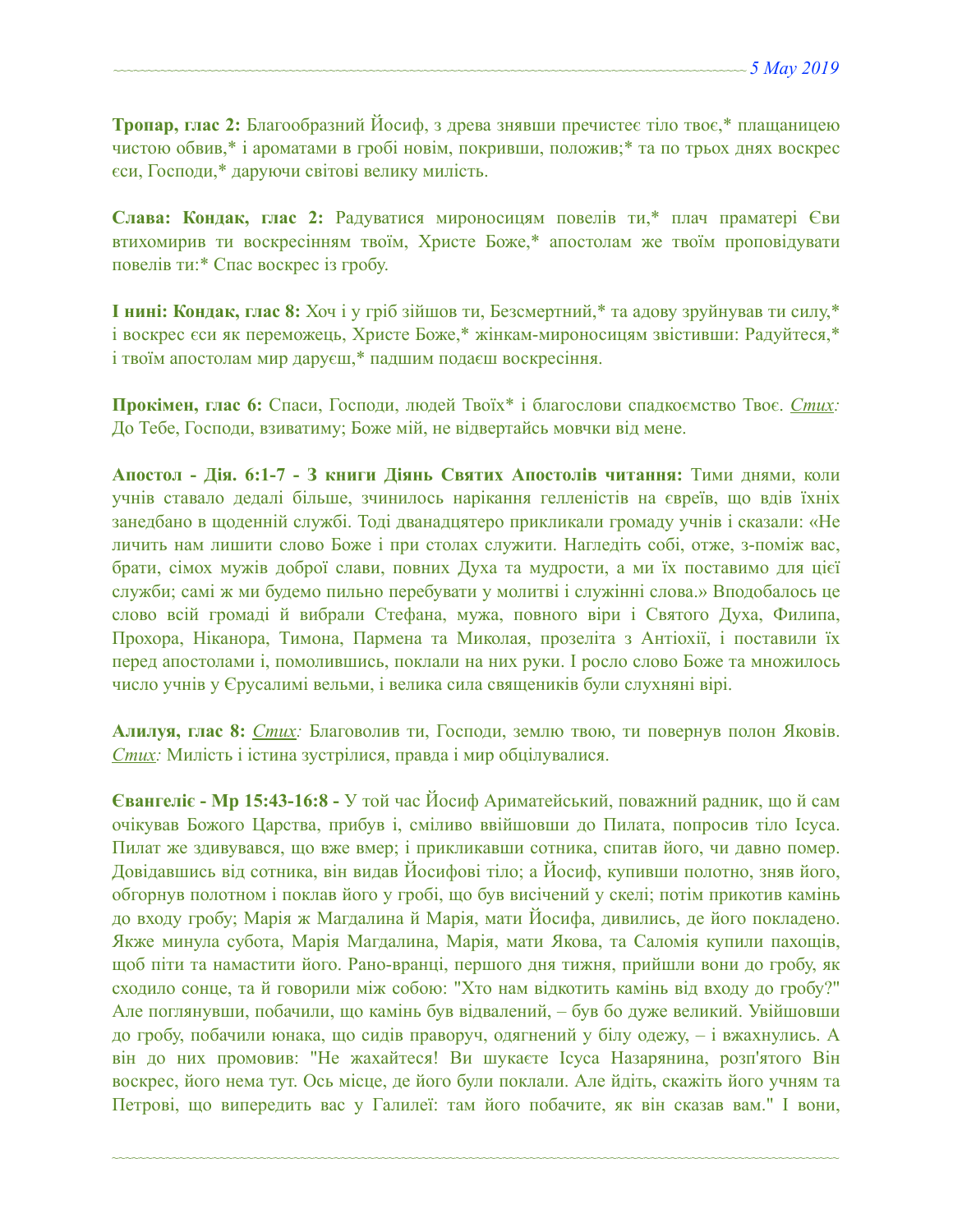**Тропар, глас 2:** Благообразний Йосиф, з древа знявши пречистеє тіло твоє,* плащаницею чистою обвив,* і ароматами в гробі новім, покривши, положив;* та по трьох днях воскрес єси, Господи,* даруючи світові велику милість.

**Слава: Кондак, глас 2:** Радуватися мироносицям повелів ти,* плач праматері Єви втихомирив ти воскресінням твоїм, Христе Боже,* апостолам же твоїм проповідувати повелів ти:* Спас воскрес із гробу.

**І нині: Кондак, глас 8:** Хоч і у гріб зійшов ти, Безсмертний,* та адову зруйнував ти силу,* і воскрес єси як переможець, Христе Боже,* жінкам-мироносицям звістивши: Радуйтеся,* і твоїм апостолам мир даруєш,* падшим подаєш воскресіння.

**Прокімен, глас 6:** Спаси, Господи, людей Твоїх* і благослови спадкоємство Твоє. *Стих:* До Тебе, Господи, взиватиму; Боже мій, не відвертайсь мовчки від мене.

**Апостол - Дія. 6:1-7 - З книги Діянь Святих Апостолів читання:** Тими днями, коли учнів ставало дедалі більше, зчинилось нарікання гелленістів на євреїв, що вдів їхніх занедбано в щоденній службі. Тоді дванадцятеро прикликали громаду учнів і сказали: «Не личить нам лишити слово Боже і при столах служити. Нагледіть собі, отже, з-поміж вас, брати, сімох мужів доброї слави, повних Духа та мудрости, а ми їх поставимо для цієї служби; самі ж ми будемо пильно перебувати у молитві і служінні слова.» Вподобалось це слово всій громаді й вибрали Стефана, мужа, повного віри і Святого Духа, Филипа, Прохора, Ніканора, Тимона, Пармена та Миколая, прозеліта з Антіохії, і поставили їх перед апостолами і, помолившись, поклали на них руки. І росло слово Боже та множилось число учнів у Єрусалимі вельми, і велика сила священиків були слухняні вірі.

**Алилуя, глас 8:** *Стих:* Благоволив ти, Господи, землю твою, ти повернув полон Яковів. *Стих:* Милість і істина зустрілися, правда і мир обцілувалися.

**Євангеліє - Мр 15:43-16:8 -** У той час Йосиф Ариматейський, поважний радник, що й сам очікував Божого Царства, прибув і, сміливо ввійшовши до Пилата, попросив тіло Ісуса. Пилат же здивувався, що вже вмер; і прикликавши сотника, спитав його, чи давно помер. Довідавшись від сотника, він видав Йосифові тіло; а Йосиф, купивши полотно, зняв його, обгорнув полотном і поклав його у гробі, що був висічений у скелі; потім прикотив камінь до входу гробу; Марія ж Магдалина й Марія, мати Йосифа, дивились, де його покладено. Якже минула субота, Марія Магдалина, Марія, мати Якова, та Саломія купили пахощів, щоб піти та намастити його. Рано-вранці, першого дня тижня, прийшли вони до гробу, як сходило сонце, та й говорили між собою: "Хто нам відкотить камінь від входу до гробу?" Але поглянувши, побачили, що камінь був відвалений, – був бо дуже великий. Увійшовши до гробу, побачили юнака, що сидів праворуч, одягнений у білу одежу, – і вжахнулись. А він до них промовив: "Не жахайтеся! Ви шукаєте Ісуса Назарянина, розп'ятого Він воскрес, його нема тут. Ось місце, де його були поклали. Але йдіть, скажіть його учням та Петрові, що випередить вас у Галилеї: там його побачите, як він сказав вам." І вони,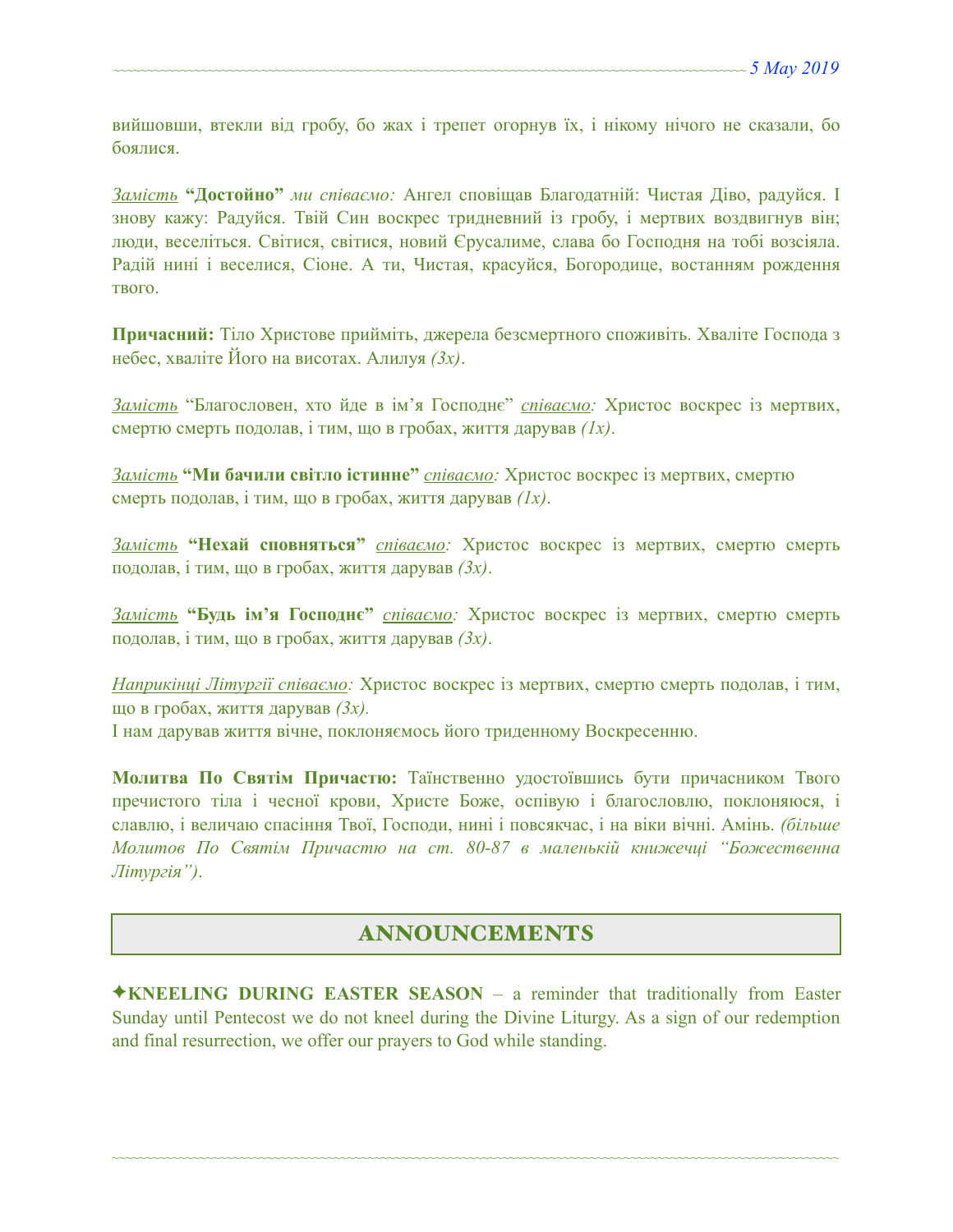вийшовши, втекли від гробу, бо жах і трепет огорнув їх, і нікому нічого не сказали, бо боялися.

*Замість* **"Достойно"** *ми співаємо:* Ангел сповіщав Благодатній: Чистая Діво, радуйся. І знову кажу: Радуйся. Твій Син воскрес тридневний із гробу, і мертвих воздвигнув він; люди, веселіться. Світися, світися, новий Єрусалиме, слава бо Господня на тобі возсіяла. Радій нині і веселися, Сіоне. А ти, Чистая, красуйся, Богородице, востанням рождення твого.

**Причасний:** Тіло Христове прийміть, джерела безсмертного споживіть. Хваліте Господа з небес, хваліте Його на висотах. Алилуя *(3x)*.

*Замість* "Благословен, хто йде в ім'я Господнє" *співаємо:* Христос воскрес із мертвих, смертю смерть подолав, і тим, що в гробах, життя дарував *(1x)*.

*Замість* **"Ми бачили світло істинне"** *співаємо:* Христос воскрес із мертвих, смертю смерть подолав, і тим, що в гробах, життя дарував *(1x)*.

*Замість* **"Нехай сповняться"** *співаємо:* Христос воскрес із мертвих, смертю смерть подолав, і тим, що в гробах, життя дарував *(3x)*.

*Замість* **"Будь ім'я Господнє"** *співаємо:* Христос воскрес із мертвих, смертю смерть подолав, і тим, що в гробах, життя дарував *(3x)*.

*Наприкінці Літургії співаємо:* Христос воскрес із мертвих, смертю смерть подолав, і тим, що в гробах, життя дарував *(3x).*
І нам дарував життя вічне, поклоняємось його триденному Воскресенню.

**Молитва По Святім Причастю:** Таїнственно удостоївшись бути причасником Твого пречистого тіла і чесної крови, Христе Боже, оспівую і благословлю, поклоняюся, і славлю, і величаю спасіння Твої, Господи, нині і повсякчас, і на віки вічні. Амінь. *(більше Молитов По Святім Причастю на ст. 80-87 в маленькій книжечці "Божественна Літургія")*.

## ANNOUNCEMENTS

✦**KNEELING DURING EASTER SEASON** – a reminder that traditionally from Easter Sunday until Pentecost we do not kneel during the Divine Liturgy. As a sign of our redemption and final resurrection, we offer our prayers to God while standing.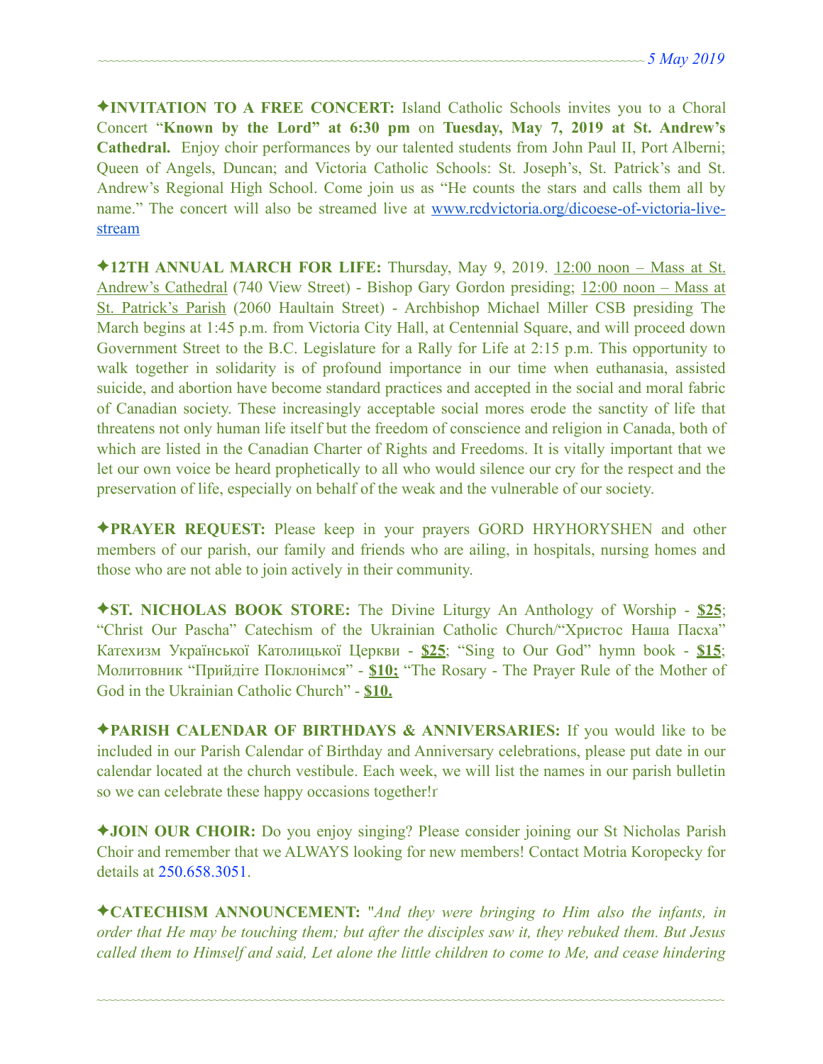✦**INVITATION TO A FREE CONCERT:** Island Catholic Schools invites you to a Choral Concert "**Known by the Lord" at 6:30 pm** on **Tuesday, May 7, 2019 at St. Andrew's Cathedral.** Enjoy choir performances by our talented students from John Paul II, Port Alberni; Queen of Angels, Duncan; and Victoria Catholic Schools: St. Joseph's, St. Patrick's and St. Andrew's Regional High School. Come join us as "He counts the stars and calls them all by name." The concert will also be streamed live at www.rcdvictoria.org/dicoese-of-victoria-live-stream

✦**12TH ANNUAL MARCH FOR LIFE:** Thursday, May 9, 2019. 12:00 noon – Mass at St. Andrew's Cathedral (740 View Street) - Bishop Gary Gordon presiding; 12:00 noon – Mass at St. Patrick's Parish (2060 Haultain Street) - Archbishop Michael Miller CSB presiding The March begins at 1:45 p.m. from Victoria City Hall, at Centennial Square, and will proceed down Government Street to the B.C. Legislature for a Rally for Life at 2:15 p.m. This opportunity to walk together in solidarity is of profound importance in our time when euthanasia, assisted suicide, and abortion have become standard practices and accepted in the social and moral fabric of Canadian society. These increasingly acceptable social mores erode the sanctity of life that threatens not only human life itself but the freedom of conscience and religion in Canada, both of which are listed in the Canadian Charter of Rights and Freedoms. It is vitally important that we let our own voice be heard prophetically to all who would silence our cry for the respect and the preservation of life, especially on behalf of the weak and the vulnerable of our society.

✦**PRAYER REQUEST:** Please keep in your prayers GORD HRYHORYSHEN and other members of our parish, our family and friends who are ailing, in hospitals, nursing homes and those who are not able to join actively in their community.

✦**ST. NICHOLAS BOOK STORE:** The Divine Liturgy An Anthology of Worship - **$25**; "Christ Our Pascha" Catechism of the Ukrainian Catholic Church/"Христос Наша Пасха" Катехизм Української Католицької Церкви - **$25**; "Sing to Our God" hymn book - **$15**; Молитовник "Прийдіте Поклонімся" - **$10;** "The Rosary - The Prayer Rule of the Mother of God in the Ukrainian Catholic Church" - **$10.**

✦**PARISH CALENDAR OF BIRTHDAYS & ANNIVERSARIES:** If you would like to be included in our Parish Calendar of Birthday and Anniversary celebrations, please put date in our calendar located at the church vestibule. Each week, we will list the names in our parish bulletin so we can celebrate these happy occasions together!r

✦**JOIN OUR CHOIR:** Do you enjoy singing? Please consider joining our St Nicholas Parish Choir and remember that we ALWAYS looking for new members! Contact Motria Koropecky for details at 250.658.3051.

✦**CATECHISM ANNOUNCEMENT:** "*And they were bringing to Him also the infants, in order that He may be touching them; but after the disciples saw it, they rebuked them. But Jesus called them to Himself and said, Let alone the little children to come to Me, and cease hindering*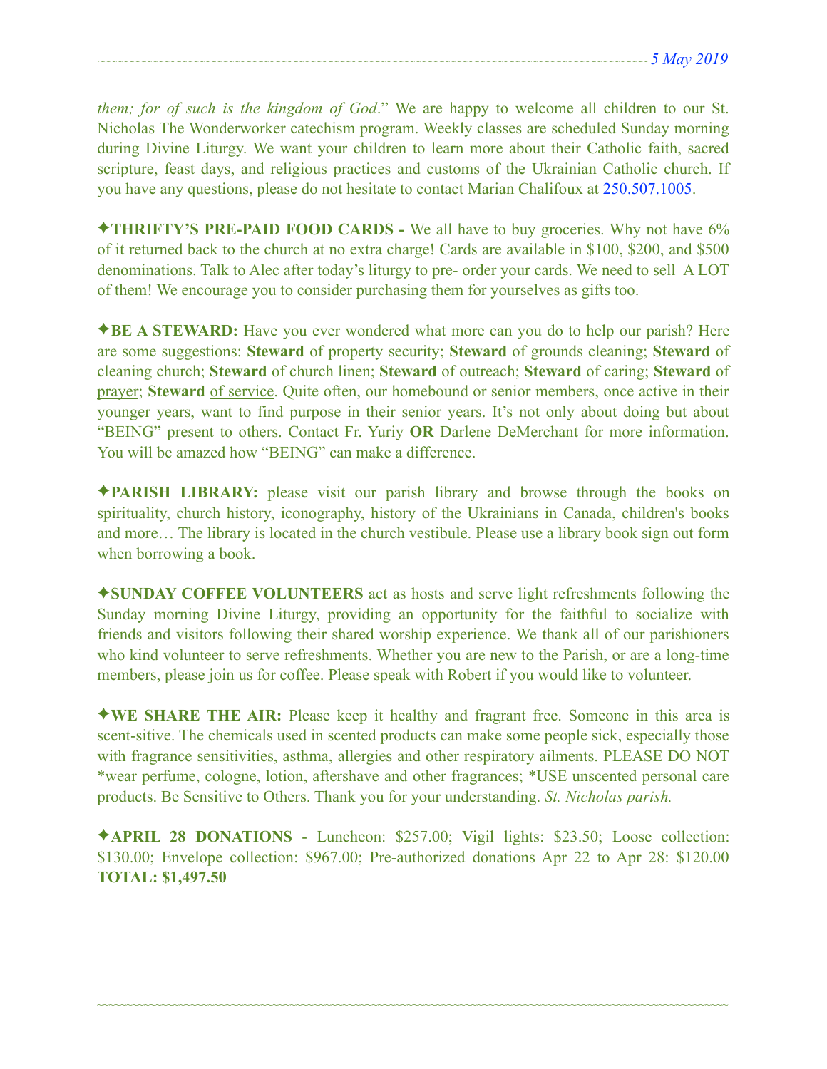*them; for of such is the kingdom of God*." We are happy to welcome all children to our St. Nicholas The Wonderworker catechism program. Weekly classes are scheduled Sunday morning during Divine Liturgy. We want your children to learn more about their Catholic faith, sacred scripture, feast days, and religious practices and customs of the Ukrainian Catholic church. If you have any questions, please do not hesitate to contact Marian Chalifoux at 250.507.1005.

✦**THRIFTY'S PRE-PAID FOOD CARDS -** We all have to buy groceries. Why not have 6% of it returned back to the church at no extra charge! Cards are available in $100, $200, and $500 denominations. Talk to Alec after today's liturgy to pre- order your cards. We need to sell A LOT of them! We encourage you to consider purchasing them for yourselves as gifts too.

✦**BE A STEWARD:** Have you ever wondered what more can you do to help our parish? Here are some suggestions: **Steward** of property security; **Steward** of grounds cleaning; **Steward** of cleaning church; **Steward** of church linen; **Steward** of outreach; **Steward** of caring; **Steward** of prayer; **Steward** of service. Quite often, our homebound or senior members, once active in their younger years, want to find purpose in their senior years. It's not only about doing but about "BEING" present to others. Contact Fr. Yuriy **OR** Darlene DeMerchant for more information. You will be amazed how "BEING" can make a difference.

✦**PARISH LIBRARY:** please visit our parish library and browse through the books on spirituality, church history, iconography, history of the Ukrainians in Canada, children's books and more… The library is located in the church vestibule. Please use a library book sign out form when borrowing a book.

✦**SUNDAY COFFEE VOLUNTEERS** act as hosts and serve light refreshments following the Sunday morning Divine Liturgy, providing an opportunity for the faithful to socialize with friends and visitors following their shared worship experience. We thank all of our parishioners who kind volunteer to serve refreshments. Whether you are new to the Parish, or are a long-time members, please join us for coffee. Please speak with Robert if you would like to volunteer.

✦**WE SHARE THE AIR:** Please keep it healthy and fragrant free. Someone in this area is scent-sitive. The chemicals used in scented products can make some people sick, especially those with fragrance sensitivities, asthma, allergies and other respiratory ailments. PLEASE DO NOT *wear perfume, cologne, lotion, aftershave and other fragrances; *USE unscented personal care products. Be Sensitive to Others. Thank you for your understanding. *St. Nicholas parish.*

✦**APRIL 28 DONATIONS** - Luncheon: $257.00; Vigil lights: $23.50; Loose collection: $130.00; Envelope collection: $967.00; Pre-authorized donations Apr 22 to Apr 28: $120.00 **TOTAL: $1,497.50**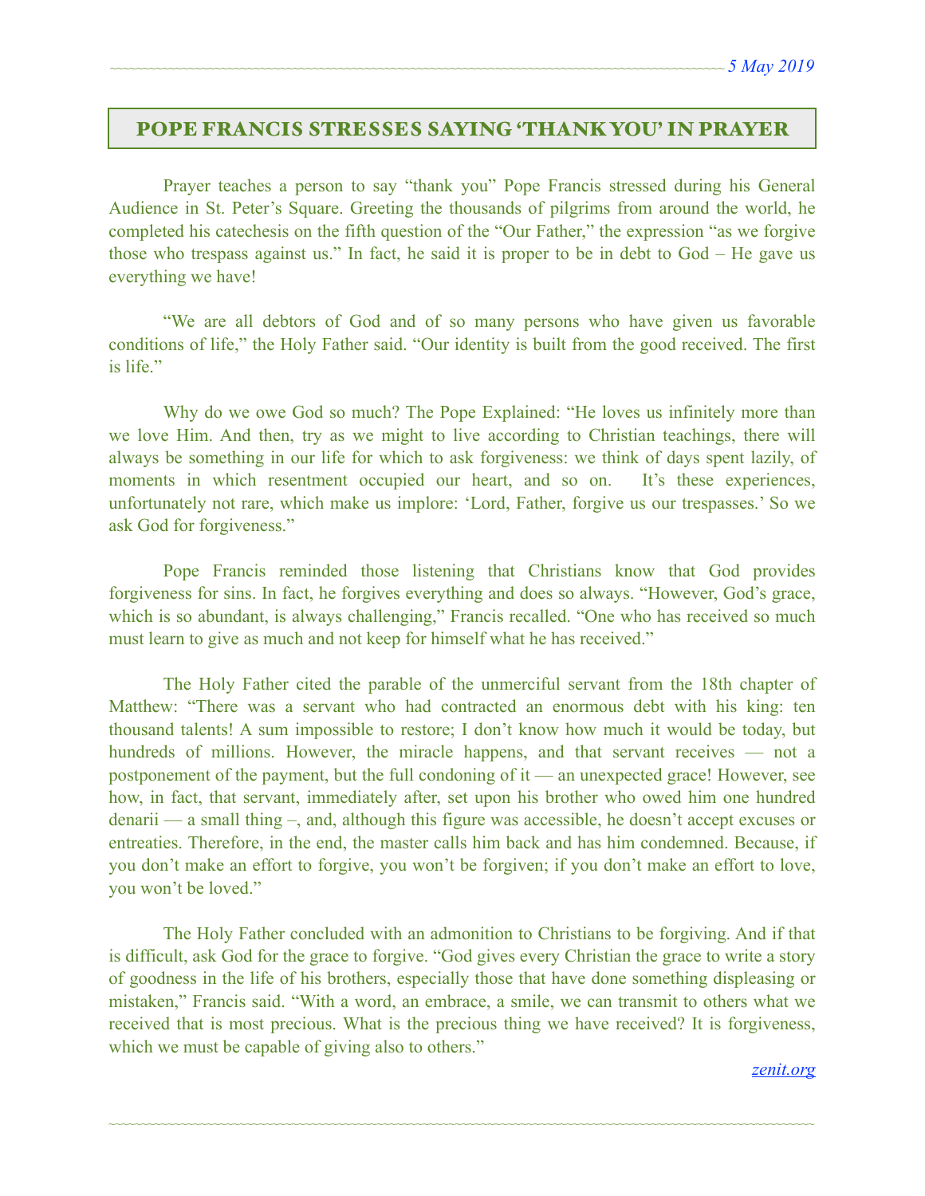5 May 2019

## POPE FRANCIS STRESSES SAYING 'THANK YOU' IN PRAYER

Prayer teaches a person to say "thank you" Pope Francis stressed during his General Audience in St. Peter's Square. Greeting the thousands of pilgrims from around the world, he completed his catechesis on the fifth question of the "Our Father," the expression "as we forgive those who trespass against us." In fact, he said it is proper to be in debt to God – He gave us everything we have!

"We are all debtors of God and of so many persons who have given us favorable conditions of life," the Holy Father said. "Our identity is built from the good received. The first is life."

Why do we owe God so much? The Pope Explained: "He loves us infinitely more than we love Him. And then, try as we might to live according to Christian teachings, there will always be something in our life for which to ask forgiveness: we think of days spent lazily, of moments in which resentment occupied our heart, and so on. It's these experiences, unfortunately not rare, which make us implore: 'Lord, Father, forgive us our trespasses.' So we ask God for forgiveness."

Pope Francis reminded those listening that Christians know that God provides forgiveness for sins. In fact, he forgives everything and does so always. "However, God's grace, which is so abundant, is always challenging," Francis recalled. "One who has received so much must learn to give as much and not keep for himself what he has received."

The Holy Father cited the parable of the unmerciful servant from the 18th chapter of Matthew: "There was a servant who had contracted an enormous debt with his king: ten thousand talents! A sum impossible to restore; I don't know how much it would be today, but hundreds of millions. However, the miracle happens, and that servant receives — not a postponement of the payment, but the full condoning of it — an unexpected grace! However, see how, in fact, that servant, immediately after, set upon his brother who owed him one hundred denarii — a small thing –, and, although this figure was accessible, he doesn't accept excuses or entreaties. Therefore, in the end, the master calls him back and has him condemned. Because, if you don't make an effort to forgive, you won't be forgiven; if you don't make an effort to love, you won't be loved."

The Holy Father concluded with an admonition to Christians to be forgiving. And if that is difficult, ask God for the grace to forgive. "God gives every Christian the grace to write a story of goodness in the life of his brothers, especially those that have done something displeasing or mistaken," Francis said. "With a word, an embrace, a smile, we can transmit to others what we received that is most precious. What is the precious thing we have received? It is forgiveness, which we must be capable of giving also to others."

*zenit.org*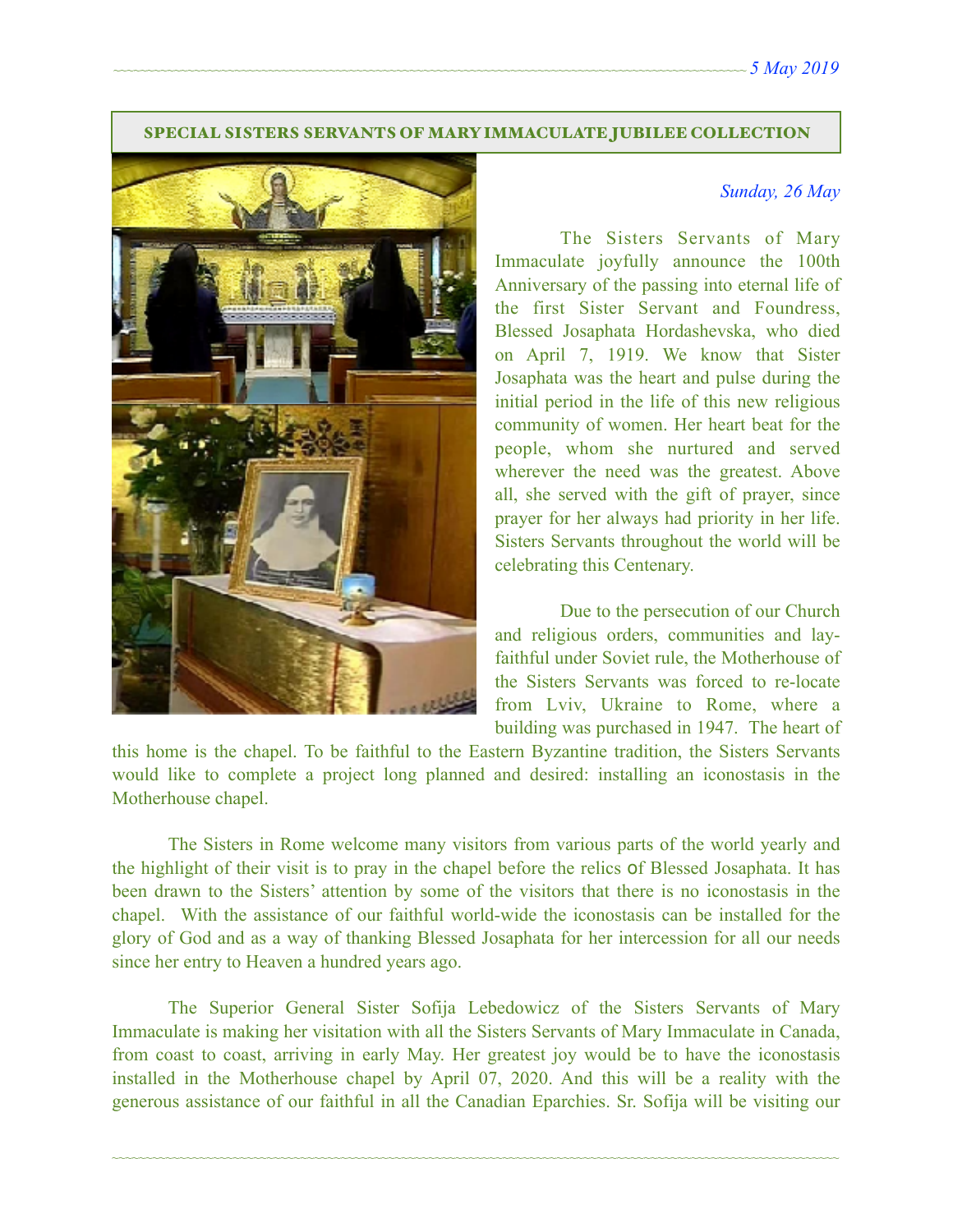## SPECIAL SISTERS SERVANTS OF MARY IMMACULATE JUBILEE COLLECTION

*Sunday, 26 May*

The Sisters Servants of Mary Immaculate joyfully announce the 100th Anniversary of the passing into eternal life of the first Sister Servant and Foundress, Blessed Josaphata Hordashevska, who died on April 7, 1919. We know that Sister Josaphata was the heart and pulse during the initial period in the life of this new religious community of women. Her heart beat for the people, whom she nurtured and served wherever the need was the greatest. Above all, she served with the gift of prayer, since prayer for her always had priority in her life. Sisters Servants throughout the world will be celebrating this Centenary.

Due to the persecution of our Church and religious orders, communities and lay-faithful under Soviet rule, the Motherhouse of the Sisters Servants was forced to re-locate from Lviv, Ukraine to Rome, where a building was purchased in 1947. The heart of this home is the chapel. To be faithful to the Eastern Byzantine tradition, the Sisters Servants would like to complete a project long planned and desired: installing an iconostasis in the Motherhouse chapel.

The Sisters in Rome welcome many visitors from various parts of the world yearly and the highlight of their visit is to pray in the chapel before the relics of Blessed Josaphata. It has been drawn to the Sisters' attention by some of the visitors that there is no iconostasis in the chapel. With the assistance of our faithful world-wide the iconostasis can be installed for the glory of God and as a way of thanking Blessed Josaphata for her intercession for all our needs since her entry to Heaven a hundred years ago.

The Superior General Sister Sofija Lebedowicz of the Sisters Servants of Mary Immaculate is making her visitation with all the Sisters Servants of Mary Immaculate in Canada, from coast to coast, arriving in early May. Her greatest joy would be to have the iconostasis installed in the Motherhouse chapel by April 07, 2020. And this will be a reality with the generous assistance of our faithful in all the Canadian Eparchies. Sr. Sofija will be visiting our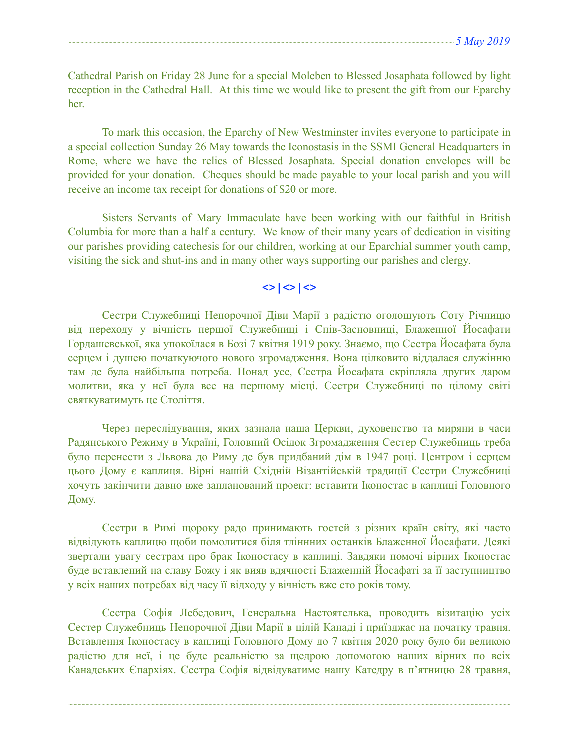Cathedral Parish on Friday 28 June for a special Moleben to Blessed Josaphata followed by light reception in the Cathedral Hall. At this time we would like to present the gift from our Eparchy her.

To mark this occasion, the Eparchy of New Westminster invites everyone to participate in a special collection Sunday 26 May towards the Iconostasis in the SSMI General Headquarters in Rome, where we have the relics of Blessed Josaphata. Special donation envelopes will be provided for your donation. Cheques should be made payable to your local parish and you will receive an income tax receipt for donations of $20 or more.

Sisters Servants of Mary Immaculate have been working with our faithful in British Columbia for more than a half a century. We know of their many years of dedication in visiting our parishes providing catechesis for our children, working at our Eparchial summer youth camp, visiting the sick and shut-ins and in many other ways supporting our parishes and clergy.

**<>|<>|<>**

Сестри Служебниці Непорочної Діви Марії з радістю оголошують Соту Річницю від переходу у вічність першої Служебниці і Спів-Засновниці, Блаженної Йосафати Гордашевської, яка упокоїлася в Бозі 7 квітня 1919 року. Знаємо, що Сестра Йосафата була серцем і душею початкуючого нового згромадження. Вона цілковито віддалася служінню там де була найбільша потреба. Понад усе, Сестра Йосафата скріпляла других даром молитви, яка у неї була все на першому місці. Сестри Служебниці по цілому світі святкуватимуть це Століття.

Через переслідування, яких зазнала наша Церкви, духовенство та миряни в часи Радянського Режиму в Україні, Головний Осідок Згромадження Сестер Служебниць треба було перенести з Львова до Риму де був придбаний дім в 1947 році. Центром і серцем цього Дому є каплиця. Вірні нашій Східній Візантійській традиції Сестри Служебниці хочуть закінчити давно вже запланований проект: вставити Іконостас в каплиці Головного Дому.

Сестри в Римі щороку радо принимають гостей з різних країн світу, які часто відвідують каплицю щоби помолитися біля тліннних останків Блаженної Йосафати. Деякі звертали увагу сестрам про брак Іконостасу в каплиці. Завдяки помочі вірних Іконостас буде вставлений на славу Божу і як вияв вдячності Блаженній Йосафаті за її заступництво у всіх наших потребах від часу її відходу у вічність вже сто років тому.

Сестра Софія Лебедович, Генеральна Настоятелька, проводить візитацію усіх Сестер Служебниць Непорочної Діви Марії в цілій Канаді і приїзджає на початку травня. Вставлення Іконостасу в каплиці Головного Дому до 7 квітня 2020 року було би великою радістю для неї, і це буде реальністю за щедрою допомогою наших вірних по всіх Канадських Єпархіях. Сестра Софія відвідуватиме нашу Катедру в п'ятницю 28 травня,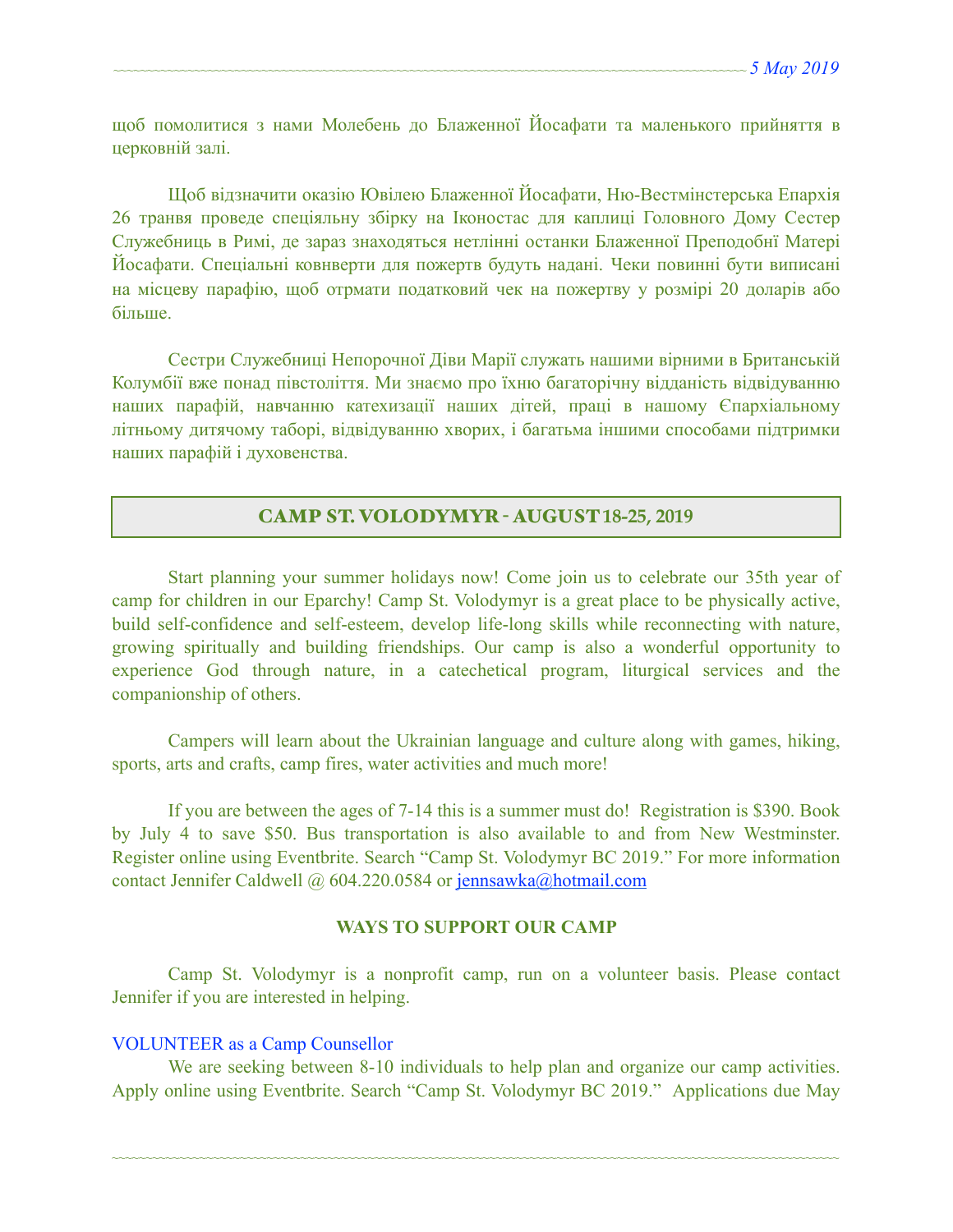щоб помолитися з нами Молебень до Блаженної Йосафати та маленького прийняття в церковній залі.

Щоб відзначити оказію Ювілею Блаженної Йосафати, Ню-Вестмінстерська Епархія 26 травня проведе спеціяльну збірку на Іконостас для каплиці Головного Дому Сестер Служебниць в Римі, де зараз знаходяться нетлінні останки Блаженної Преподобні Матері Йосафати. Спеціальні ковнверти для пожертв будуть надані. Чеки повинні бути виписані на місцеву парафію, щоб отрмати податковий чек на пожертву у розмірі 20 доларів або більше.

Сестри Служебниці Непорочної Діви Марії служать нашими вірними в Британській Колумбії вже понад півстоліття. Ми знаємо про їхню багаторічну відданість відвідуванню наших парафій, навчанню катехизації наших дітей, праці в нашому Єпархіальному літньому дитячому таборі, відвідуванню хворих, і багатьма іншими способами підтримки наших парафій і духовенства.

## CAMP ST. VOLODYMYR - AUGUST 18-25, 2019

Start planning your summer holidays now! Come join us to celebrate our 35th year of camp for children in our Eparchy! Camp St. Volodymyr is a great place to be physically active, build self-confidence and self-esteem, develop life-long skills while reconnecting with nature, growing spiritually and building friendships. Our camp is also a wonderful opportunity to experience God through nature, in a catechetical program, liturgical services and the companionship of others.

Campers will learn about the Ukrainian language and culture along with games, hiking, sports, arts and crafts, camp fires, water activities and much more!

If you are between the ages of 7-14 this is a summer must do! Registration is $390. Book by July 4 to save $50. Bus transportation is also available to and from New Westminster. Register online using Eventbrite. Search "Camp St. Volodymyr BC 2019." For more information contact Jennifer Caldwell @ 604.220.0584 or jennsawka@hotmail.com

### WAYS TO SUPPORT OUR CAMP

Camp St. Volodymyr is a nonprofit camp, run on a volunteer basis. Please contact Jennifer if you are interested in helping.

VOLUNTEER as a Camp Counsellor

We are seeking between 8-10 individuals to help plan and organize our camp activities. Apply online using Eventbrite. Search "Camp St. Volodymyr BC 2019." Applications due May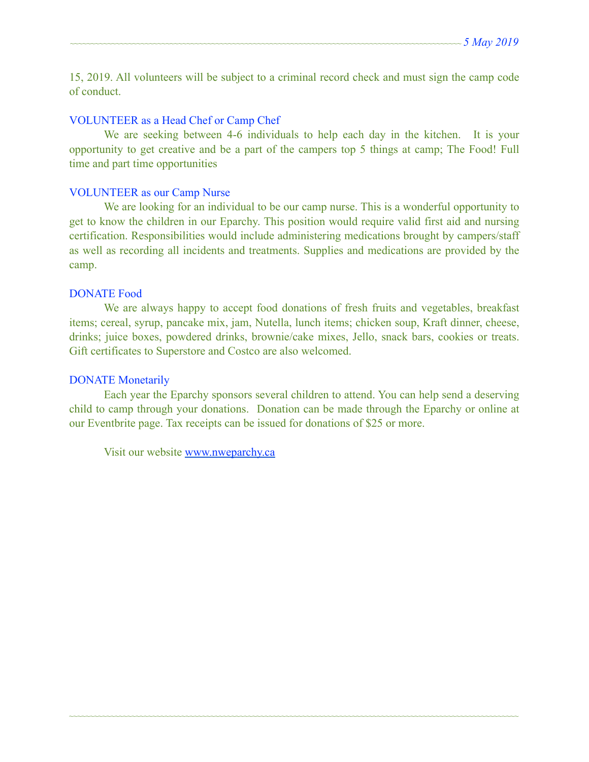15, 2019. All volunteers will be subject to a criminal record check and must sign the camp code of conduct.

### VOLUNTEER as a Head Chef or Camp Chef

We are seeking between 4-6 individuals to help each day in the kitchen. It is your opportunity to get creative and be a part of the campers top 5 things at camp; The Food! Full time and part time opportunities

### VOLUNTEER as our Camp Nurse

We are looking for an individual to be our camp nurse. This is a wonderful opportunity to get to know the children in our Eparchy. This position would require valid first aid and nursing certification. Responsibilities would include administering medications brought by campers/staff as well as recording all incidents and treatments. Supplies and medications are provided by the camp.

### DONATE Food

We are always happy to accept food donations of fresh fruits and vegetables, breakfast items; cereal, syrup, pancake mix, jam, Nutella, lunch items; chicken soup, Kraft dinner, cheese, drinks; juice boxes, powdered drinks, brownie/cake mixes, Jello, snack bars, cookies or treats. Gift certificates to Superstore and Costco are also welcomed.

### DONATE Monetarily

Each year the Eparchy sponsors several children to attend. You can help send a deserving child to camp through your donations. Donation can be made through the Eparchy or online at our Eventbrite page. Tax receipts can be issued for donations of $25 or more.

Visit our website [www.nweparchy.ca](http://www.nweparchy.ca)